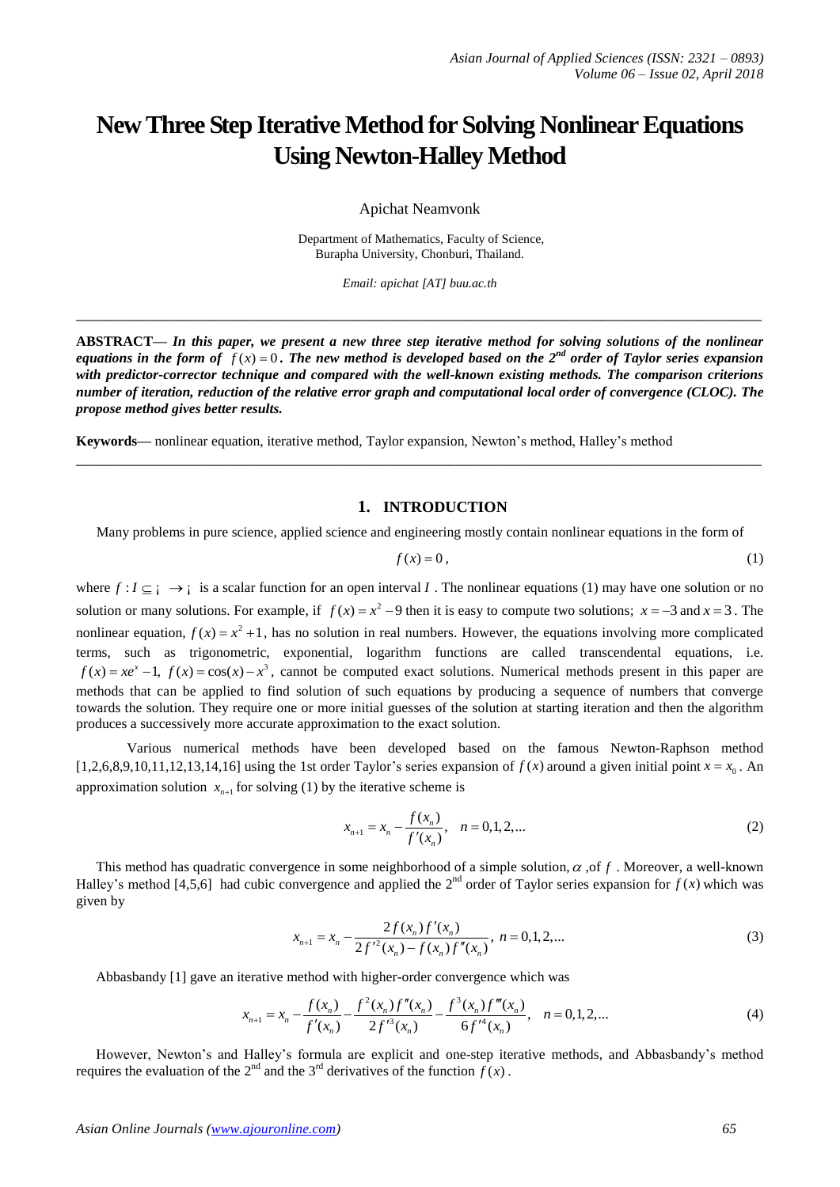# New Three Step Iterative Method for Solving Nonlinear Equations Using Newton-Halley Method

Apichat Neamvonk

Department of Mathematics, Faculty of Science,
Burapha University, Chonburi, Thailand.

*Email: apichat [AT] buu.ac.th*

---

**ABSTRACT—** ***In this paper, we present a new three step iterative method for solving solutions of the nonlinear equations in the form of $f(x)=0$. The new method is developed based on the 2nd order of Taylor series expansion with predictor-corrector technique and compared with the well-known existing methods. The comparison criterions number of iteration, reduction of the relative error graph and computational local order of convergence (CLOC). The propose method gives better results.***

**Keywords—** nonlinear equation, iterative method, Taylor expansion, Newton's method, Halley's method

---

## 1. INTRODUCTION

Many problems in pure science, applied science and engineering mostly contain nonlinear equations in the form of

$$f(x)=0, \tag{1}$$

where $f: I \subseteq \mathbb{R} \to \mathbb{R}$ is a scalar function for an open interval $I$. The nonlinear equations (1) may have one solution or no solution or many solutions. For example, if $f(x)=x^2-9$ then it is easy to compute two solutions; $x=-3$ and $x=3$. The nonlinear equation, $f(x)=x^2+1$, has no solution in real numbers. However, the equations involving more complicated terms, such as trigonometric, exponential, logarithm functions are called transcendental equations, i.e. $f(x)=xe^x-1,\ f(x)=\cos(x)-x^3$, cannot be computed exact solutions. Numerical methods present in this paper are methods that can be applied to find solution of such equations by producing a sequence of numbers that converge towards the solution. They require one or more initial guesses of the solution at starting iteration and then the algorithm produces a successively more accurate approximation to the exact solution.

Various numerical methods have been developed based on the famous Newton-Raphson method [1,2,6,8,9,10,11,12,13,14,16] using the 1st order Taylor's series expansion of $f(x)$ around a given initial point $x=x_0$. An approximation solution $x_{n+1}$ for solving (1) by the iterative scheme is

$$x_{n+1}=x_n-\frac{f(x_n)}{f'(x_n)}, \quad n=0,1,2,... \tag{2}$$

This method has quadratic convergence in some neighborhood of a simple solution, $\alpha$ ,of $f$. Moreover, a well-known Halley's method [4,5,6] had cubic convergence and applied the 2nd order of Taylor series expansion for $f(x)$ which was given by

$$x_{n+1}=x_n-\frac{2f(x_n)f'(x_n)}{2f'^2(x_n)-f(x_n)f''(x_n)}, \ n=0,1,2,... \tag{3}$$

Abbasbandy [1] gave an iterative method with higher-order convergence which was

$$x_{n+1}=x_n-\frac{f(x_n)}{f'(x_n)}-\frac{f^2(x_n)f''(x_n)}{2f'^3(x_n)}-\frac{f^3(x_n)f'''(x_n)}{6f'^4(x_n)}, \quad n=0,1,2,... \tag{4}$$

However, Newton's and Halley's formula are explicit and one-step iterative methods, and Abbasbandy's method requires the evaluation of the 2nd and the 3rd derivatives of the function $f(x)$.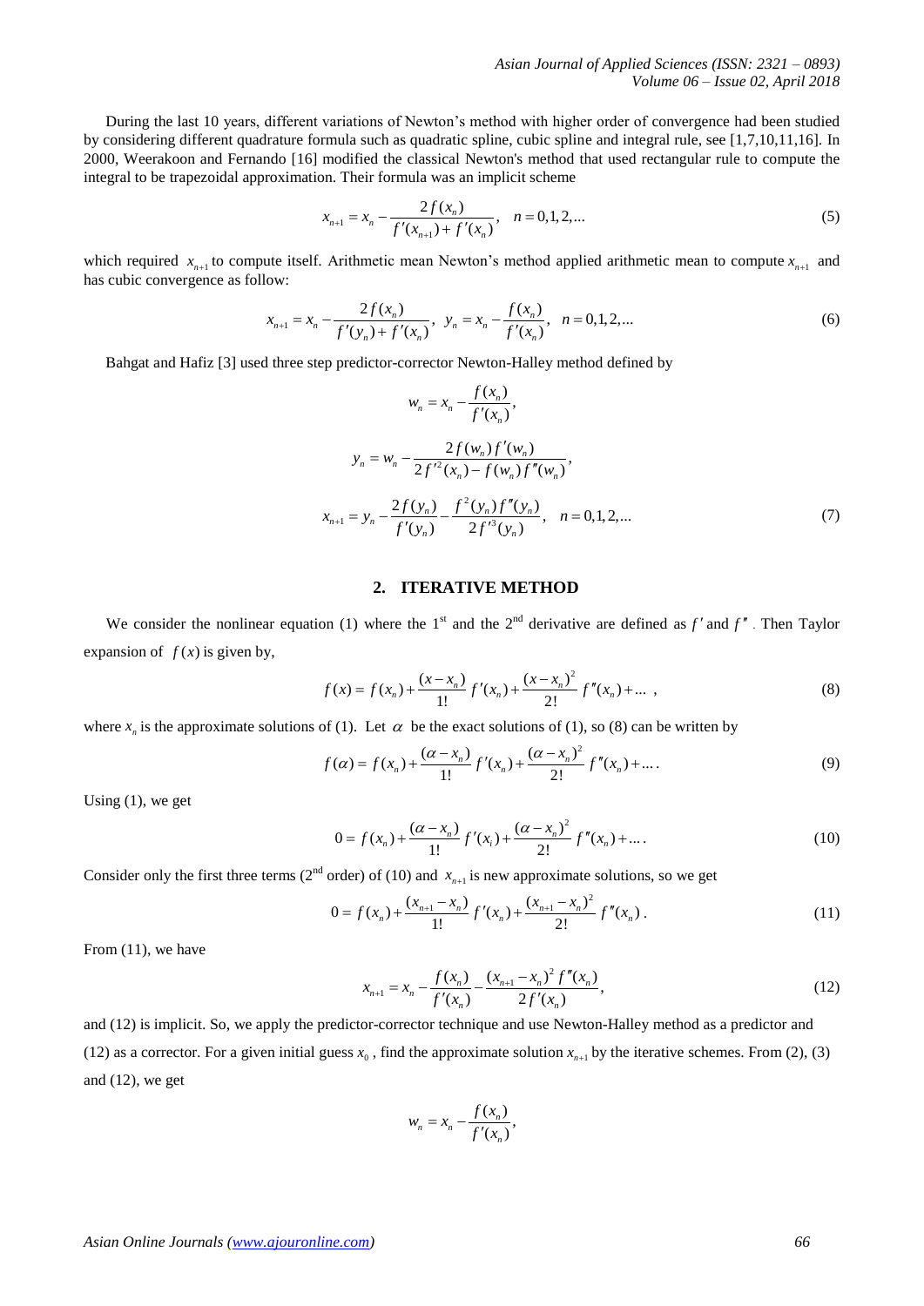During the last 10 years, different variations of Newton's method with higher order of convergence had been studied by considering different quadrature formula such as quadratic spline, cubic spline and integral rule, see [1,7,10,11,16]. In 2000, Weerakoon and Fernando [16] modified the classical Newton's method that used rectangular rule to compute the integral to be trapezoidal approximation. Their formula was an implicit scheme

$$x_{n+1} = x_n - \frac{2f(x_n)}{f'(x_{n+1}) + f'(x_n)}, \quad n = 0,1,2,... \tag{5}$$

which required $x_{n+1}$ to compute itself. Arithmetic mean Newton's method applied arithmetic mean to compute $x_{n+1}$ and has cubic convergence as follow:

$$x_{n+1} = x_n - \frac{2f(x_n)}{f'(y_n) + f'(x_n)}, \; y_n = x_n - \frac{f(x_n)}{f'(x_n)}, \quad n = 0,1,2,... \tag{6}$$

Bahgat and Hafiz [3] used three step predictor-corrector Newton-Halley method defined by

$$w_n = x_n - \frac{f(x_n)}{f'(x_n)},$$

$$y_n = w_n - \frac{2f(w_n)f'(w_n)}{2f'^2(x_n) - f(w_n)f''(w_n)},$$

$$x_{n+1} = y_n - \frac{2f(y_n)}{f'(y_n)} - \frac{f^2(y_n)f''(y_n)}{2f'^3(y_n)}, \quad n = 0,1,2,... \tag{7}$$

## 2. ITERATIVE METHOD

We consider the nonlinear equation (1) where the 1st and the 2nd derivative are defined as $f'$ and $f''$. Then Taylor expansion of $f(x)$ is given by,

$$f(x) = f(x_n) + \frac{(x - x_n)}{1!} f'(x_n) + \frac{(x - x_n)^2}{2!} f''(x_n) + \ldots \;, \tag{8}$$

where $x_n$ is the approximate solutions of (1). Let $\alpha$ be the exact solutions of (1), so (8) can be written by

$$f(\alpha) = f(x_n) + \frac{(\alpha - x_n)}{1!} f'(x_n) + \frac{(\alpha - x_n)^2}{2!} f''(x_n) + \ldots. \tag{9}$$

Using (1), we get

$$0 = f(x_n) + \frac{(\alpha - x_n)}{1!} f'(x_i) + \frac{(\alpha - x_n)^2}{2!} f''(x_n) + \ldots. \tag{10}$$

Consider only the first three terms (2nd order) of (10) and $x_{n+1}$ is new approximate solutions, so we get

$$0 = f(x_n) + \frac{(x_{n+1} - x_n)}{1!} f'(x_n) + \frac{(x_{n+1} - x_n)^2}{2!} f''(x_n). \tag{11}$$

From (11), we have

$$x_{n+1} = x_n - \frac{f(x_n)}{f'(x_n)} - \frac{(x_{n+1} - x_n)^2 f''(x_n)}{2f'(x_n)}, \tag{12}$$

and (12) is implicit. So, we apply the predictor-corrector technique and use Newton-Halley method as a predictor and (12) as a corrector. For a given initial guess $x_0$, find the approximate solution $x_{n+1}$ by the iterative schemes. From (2), (3) and (12), we get

$$w_n = x_n - \frac{f(x_n)}{f'(x_n)},$$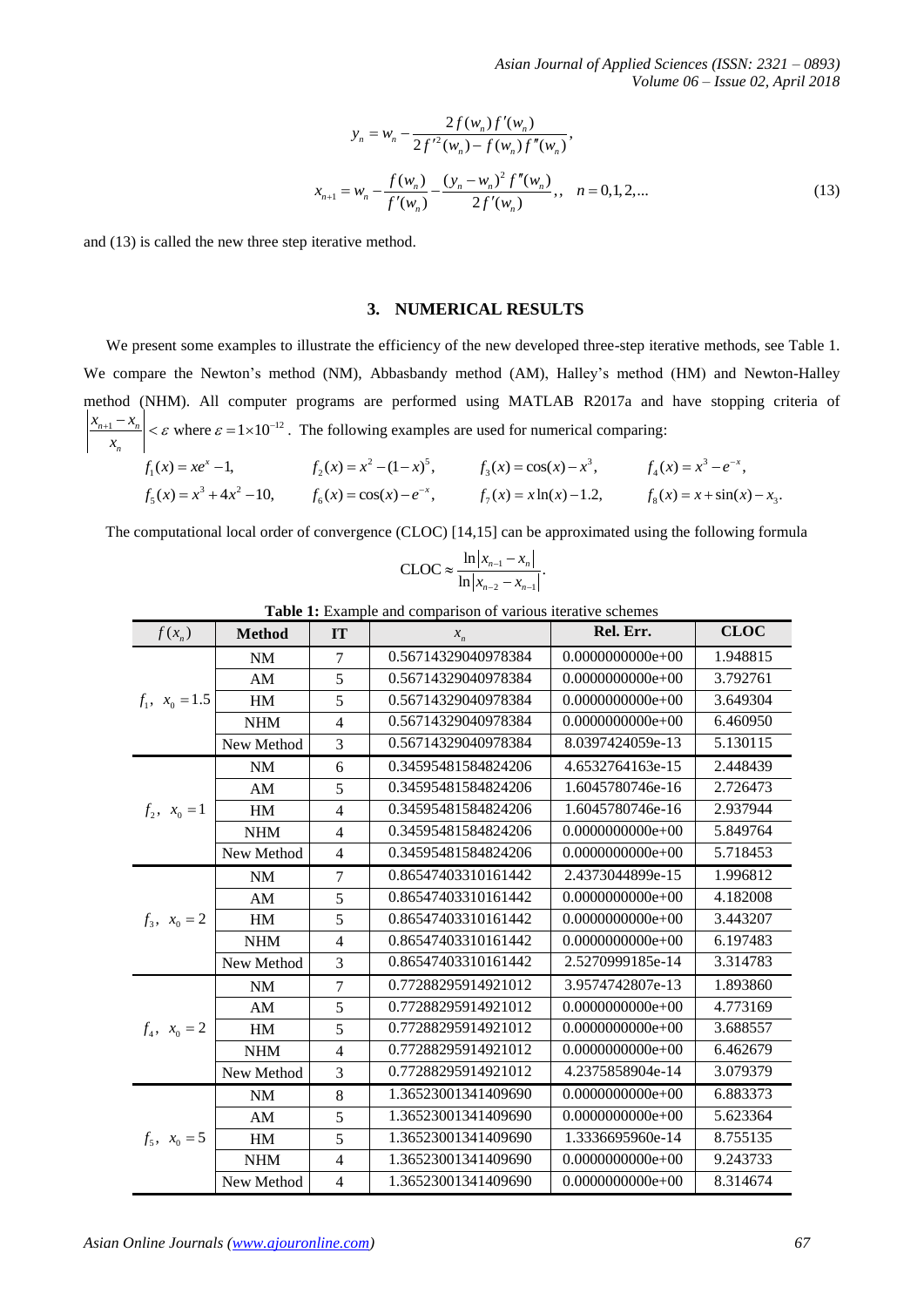$$y_n = w_n - \frac{2f(w_n)f'(w_n)}{2f'^2(w_n) - f(w_n)f''(w_n)},$$

$$x_{n+1} = w_n - \frac{f(w_n)}{f'(w_n)} - \frac{(y_n - w_n)^2 f''(w_n)}{2f'(w_n)},, \quad n = 0,1,2,... \tag{13}$$

and (13) is called the new three step iterative method.

## 3. NUMERICAL RESULTS

We present some examples to illustrate the efficiency of the new developed three-step iterative methods, see Table 1. We compare the Newton's method (NM), Abbasbandy method (AM), Halley's method (HM) and Newton-Halley method (NHM). All computer programs are performed using MATLAB R2017a and have stopping criteria of $\left|\frac{x_{n+1} - x_n}{x_n}\right| < \varepsilon$ where $\varepsilon = 1\times 10^{-12}$. The following examples are used for numerical comparing:

$$f_1(x) = xe^x - 1, \qquad f_2(x) = x^2 - (1-x)^5, \qquad f_3(x) = \cos(x) - x^3, \qquad f_4(x) = x^3 - e^{-x},$$
$$f_5(x) = x^3 + 4x^2 - 10, \qquad f_6(x) = \cos(x) - e^{-x}, \qquad f_7(x) = x\ln(x) - 1.2, \qquad f_8(x) = x + \sin(x) - x_3.$$

The computational local order of convergence (CLOC) [14,15] can be approximated using the following formula

$$\text{CLOC} \approx \frac{\ln|x_{n-1} - x_n|}{\ln|x_{n-2} - x_{n-1}|}.$$

**Table 1:** Example and comparison of various iterative schemes

| $f(x_n)$ | Method | IT | $x_n$ | Rel. Err. | CLOC |
|---|---|---|---|---|---|
| $f_1,\ x_0 = 1.5$ | NM | 7 | 0.56714329040978384 | 0.0000000000e+00 | 1.948815 |
| | AM | 5 | 0.56714329040978384 | 0.0000000000e+00 | 3.792761 |
| | HM | 5 | 0.56714329040978384 | 0.0000000000e+00 | 3.649304 |
| | NHM | 4 | 0.56714329040978384 | 0.0000000000e+00 | 6.460950 |
| | New Method | 3 | 0.56714329040978384 | 8.0397424059e-13 | 5.130115 |
| $f_2,\ x_0 = 1$ | NM | 6 | 0.34595481584824206 | 4.6532764163e-15 | 2.448439 |
| | AM | 5 | 0.34595481584824206 | 1.6045780746e-16 | 2.726473 |
| | HM | 4 | 0.34595481584824206 | 1.6045780746e-16 | 2.937944 |
| | NHM | 4 | 0.34595481584824206 | 0.0000000000e+00 | 5.849764 |
| | New Method | 4 | 0.34595481584824206 | 0.0000000000e+00 | 5.718453 |
| $f_3,\ x_0 = 2$ | NM | 7 | 0.86547403310161442 | 2.4373044899e-15 | 1.996812 |
| | AM | 5 | 0.86547403310161442 | 0.0000000000e+00 | 4.182008 |
| | HM | 5 | 0.86547403310161442 | 0.0000000000e+00 | 3.443207 |
| | NHM | 4 | 0.86547403310161442 | 0.0000000000e+00 | 6.197483 |
| | New Method | 3 | 0.86547403310161442 | 2.5270999185e-14 | 3.314783 |
| $f_4,\ x_0 = 2$ | NM | 7 | 0.77288295914921012 | 3.9574742807e-13 | 1.893860 |
| | AM | 5 | 0.77288295914921012 | 0.0000000000e+00 | 4.773169 |
| | HM | 5 | 0.77288295914921012 | 0.0000000000e+00 | 3.688557 |
| | NHM | 4 | 0.77288295914921012 | 0.0000000000e+00 | 6.462679 |
| | New Method | 3 | 0.77288295914921012 | 4.2375858904e-14 | 3.079379 |
| $f_5,\ x_0 = 5$ | NM | 8 | 1.36523001341409690 | 0.0000000000e+00 | 6.883373 |
| | AM | 5 | 1.36523001341409690 | 0.0000000000e+00 | 5.623364 |
| | HM | 5 | 1.36523001341409690 | 1.3336695960e-14 | 8.755135 |
| | NHM | 4 | 1.36523001341409690 | 0.0000000000e+00 | 9.243733 |
| | New Method | 4 | 1.36523001341409690 | 0.0000000000e+00 | 8.314674 |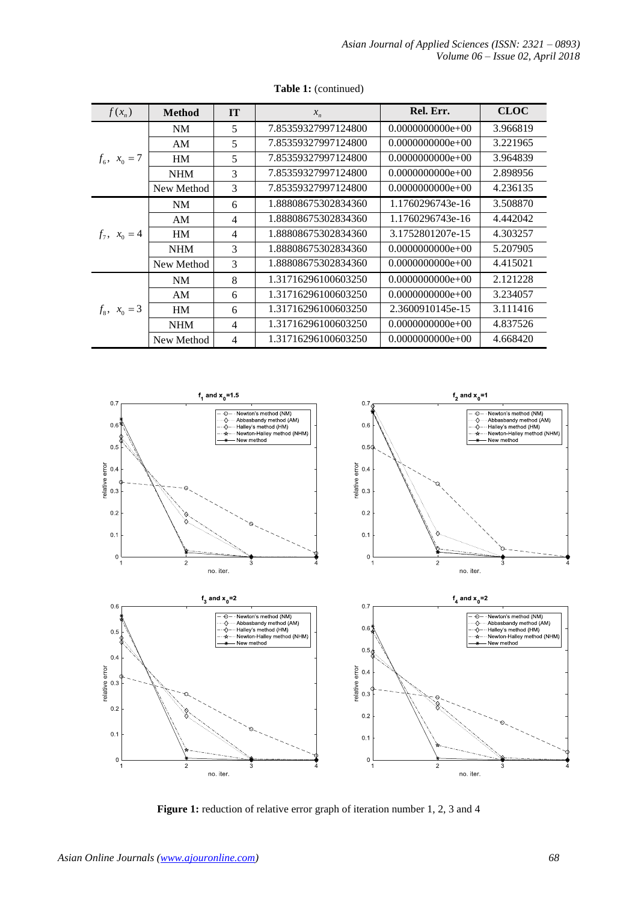**Table 1:** (continued)

| $f(x_n)$ | Method | IT | $x_n$ | Rel. Err. | CLOC |
|---|---|---|---|---|---|
| $f_6$, $x_0 = 7$ | NM | 5 | 7.85359327997124800 | 0.0000000000e+00 | 3.966819 |
| | AM | 5 | 7.85359327997124800 | 0.0000000000e+00 | 3.221965 |
| | HM | 5 | 7.85359327997124800 | 0.0000000000e+00 | 3.964839 |
| | NHM | 3 | 7.85359327997124800 | 0.0000000000e+00 | 2.898956 |
| | New Method | 3 | 7.85359327997124800 | 0.0000000000e+00 | 4.236135 |
| $f_7$, $x_0 = 4$ | NM | 6 | 1.88808675302834360 | 1.1760296743e-16 | 3.508870 |
| | AM | 4 | 1.88808675302834360 | 1.1760296743e-16 | 4.442042 |
| | HM | 4 | 1.88808675302834360 | 3.1752801207e-15 | 4.303257 |
| | NHM | 3 | 1.88808675302834360 | 0.0000000000e+00 | 5.207905 |
| | New Method | 3 | 1.88808675302834360 | 0.0000000000e+00 | 4.415021 |
| $f_8$, $x_0 = 3$ | NM | 8 | 1.31716296100603250 | 0.0000000000e+00 | 2.121228 |
| | AM | 6 | 1.31716296100603250 | 0.0000000000e+00 | 3.234057 |
| | HM | 6 | 1.31716296100603250 | 2.3600910145e-15 | 3.111416 |
| | NHM | 4 | 1.31716296100603250 | 0.0000000000e+00 | 4.837526 |
| | New Method | 4 | 1.31716296100603250 | 0.0000000000e+00 | 4.668420 |

**Figure 1:** reduction of relative error graph of iteration number 1, 2, 3 and 4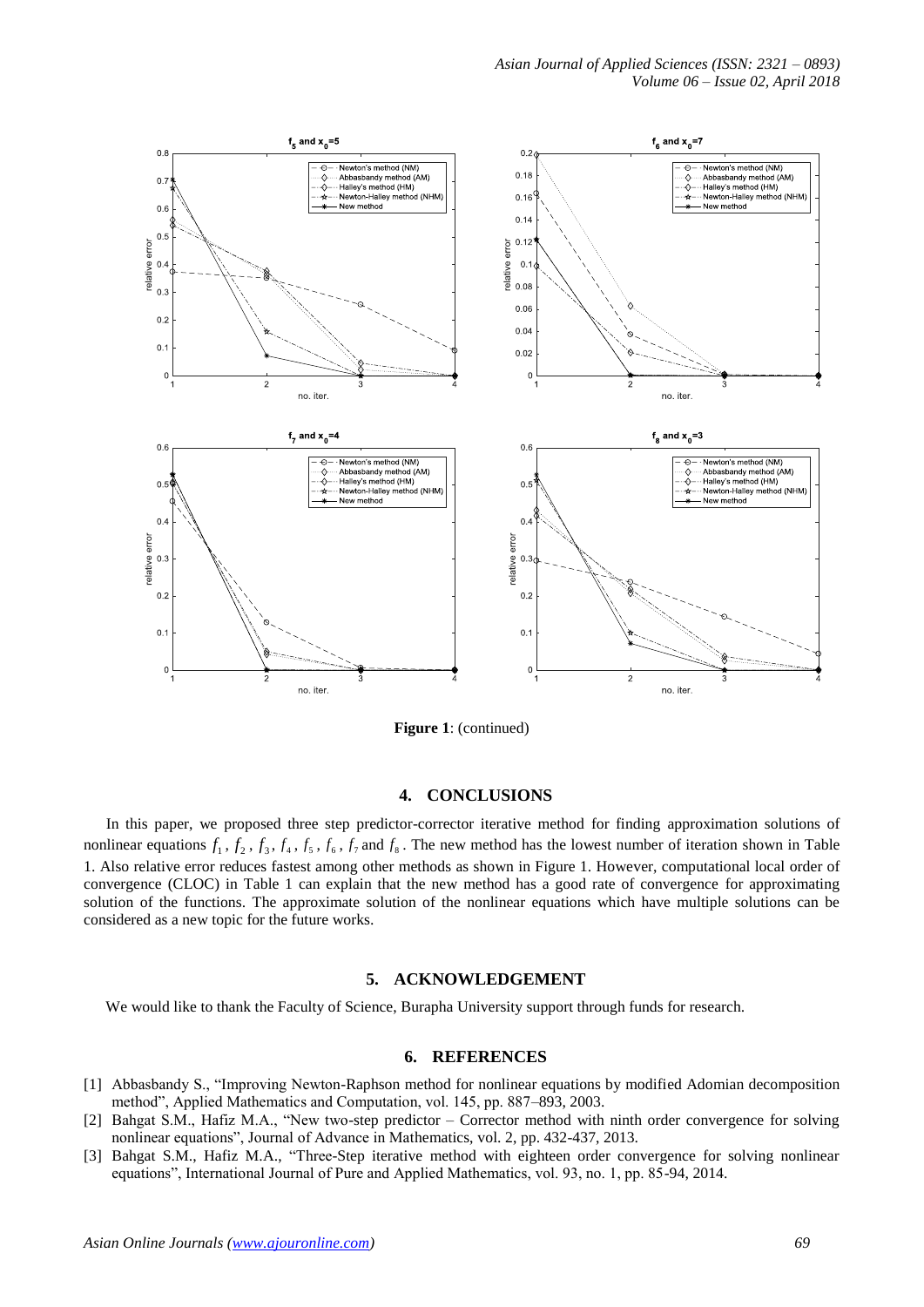**Figure 1**: (continued)

## 4. CONCLUSIONS

In this paper, we proposed three step predictor-corrector iterative method for finding approximation solutions of nonlinear equations $f_1$, $f_2$, $f_3$, $f_4$, $f_5$, $f_6$, $f_7$ and $f_8$. The new method has the lowest number of iteration shown in Table 1. Also relative error reduces fastest among other methods as shown in Figure 1. However, computational local order of convergence (CLOC) in Table 1 can explain that the new method has a good rate of convergence for approximating solution of the functions. The approximate solution of the nonlinear equations which have multiple solutions can be considered as a new topic for the future works.

## 5. ACKNOWLEDGEMENT

We would like to thank the Faculty of Science, Burapha University support through funds for research.

## 6. REFERENCES

[1] Abbasbandy S., "Improving Newton-Raphson method for nonlinear equations by modified Adomian decomposition method", Applied Mathematics and Computation, vol. 145, pp. 887–893, 2003.

[2] Bahgat S.M., Hafiz M.A., "New two-step predictor – Corrector method with ninth order convergence for solving nonlinear equations", Journal of Advance in Mathematics, vol. 2, pp. 432-437, 2013.

[3] Bahgat S.M., Hafiz M.A., "Three-Step iterative method with eighteen order convergence for solving nonlinear equations", International Journal of Pure and Applied Mathematics, vol. 93, no. 1, pp. 85-94, 2014.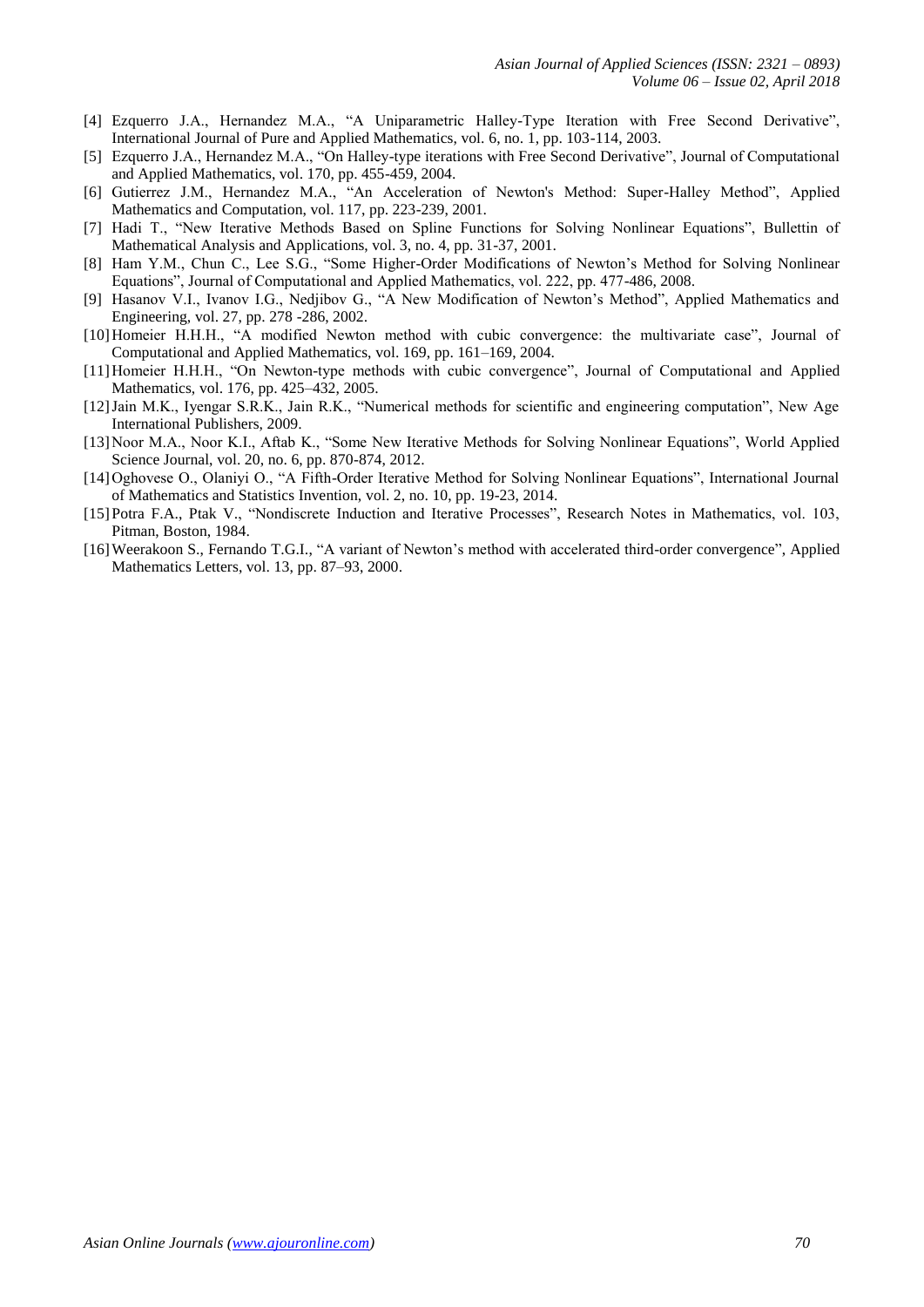- [4] Ezquerro J.A., Hernandez M.A., "A Uniparametric Halley-Type Iteration with Free Second Derivative", International Journal of Pure and Applied Mathematics, vol. 6, no. 1, pp. 103-114, 2003.
- [5] Ezquerro J.A., Hernandez M.A., "On Halley-type iterations with Free Second Derivative", Journal of Computational and Applied Mathematics, vol. 170, pp. 455-459, 2004.
- [6] Gutierrez J.M., Hernandez M.A., "An Acceleration of Newton's Method: Super-Halley Method", Applied Mathematics and Computation, vol. 117, pp. 223-239, 2001.
- [7] Hadi T., "New Iterative Methods Based on Spline Functions for Solving Nonlinear Equations", Bullettin of Mathematical Analysis and Applications, vol. 3, no. 4, pp. 31-37, 2001.
- [8] Ham Y.M., Chun C., Lee S.G., "Some Higher-Order Modifications of Newton's Method for Solving Nonlinear Equations", Journal of Computational and Applied Mathematics, vol. 222, pp. 477-486, 2008.
- [9] Hasanov V.I., Ivanov I.G., Nedjibov G., "A New Modification of Newton's Method", Applied Mathematics and Engineering, vol. 27, pp. 278 -286, 2002.
- [10] Homeier H.H.H., "A modified Newton method with cubic convergence: the multivariate case", Journal of Computational and Applied Mathematics, vol. 169, pp. 161–169, 2004.
- [11] Homeier H.H.H., "On Newton-type methods with cubic convergence", Journal of Computational and Applied Mathematics, vol. 176, pp. 425–432, 2005.
- [12] Jain M.K., Iyengar S.R.K., Jain R.K., "Numerical methods for scientific and engineering computation", New Age International Publishers, 2009.
- [13] Noor M.A., Noor K.I., Aftab K., "Some New Iterative Methods for Solving Nonlinear Equations", World Applied Science Journal, vol. 20, no. 6, pp. 870-874, 2012.
- [14] Oghovese O., Olaniyi O., "A Fifth-Order Iterative Method for Solving Nonlinear Equations", International Journal of Mathematics and Statistics Invention, vol. 2, no. 10, pp. 19-23, 2014.
- [15] Potra F.A., Ptak V., "Nondiscrete Induction and Iterative Processes", Research Notes in Mathematics, vol. 103, Pitman, Boston, 1984.
- [16] Weerakoon S., Fernando T.G.I., "A variant of Newton's method with accelerated third-order convergence", Applied Mathematics Letters, vol. 13, pp. 87–93, 2000.